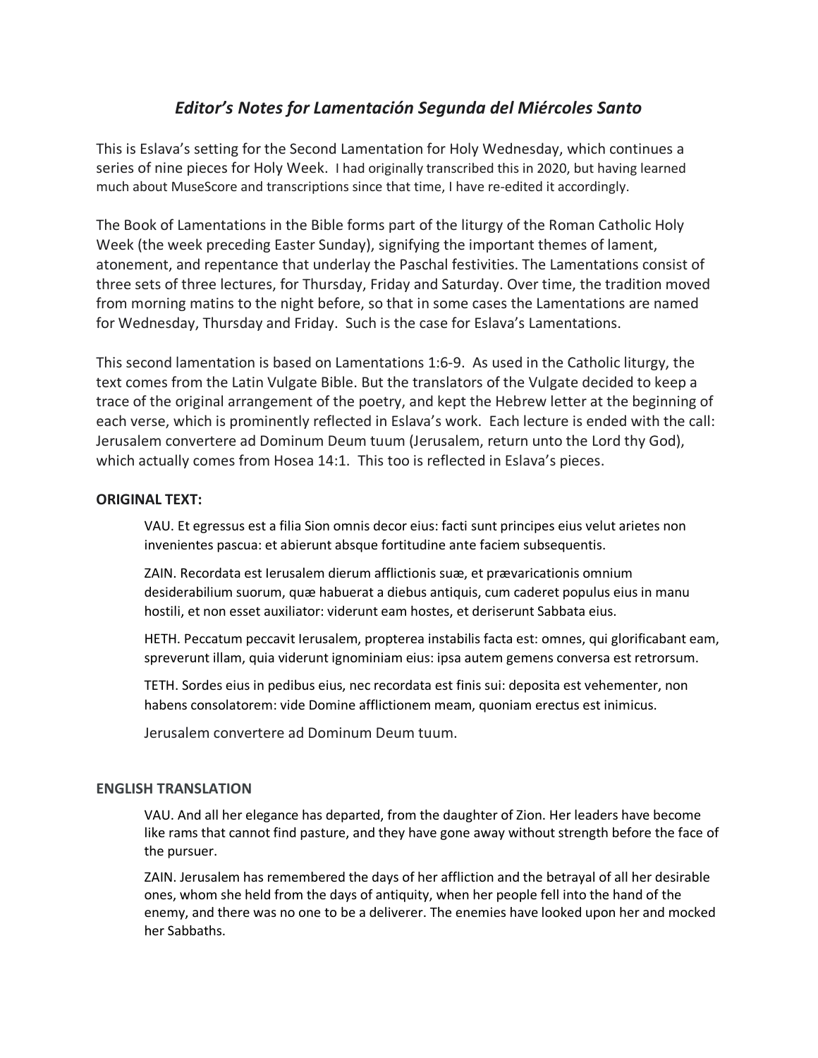# *Editor's Notes for Lamentación Segunda del Miércoles Santo*

This is Eslava's setting for the Second Lamentation for Holy Wednesday, which continues a series of nine pieces for Holy Week. I had originally transcribed this in 2020, but having learned much about MuseScore and transcriptions since that time, I have re-edited it accordingly.

The Book of Lamentations in the Bible forms part of the liturgy of the Roman Catholic Holy Week (the week preceding Easter Sunday), signifying the important themes of lament, atonement, and repentance that underlay the Paschal festivities. The Lamentations consist of three sets of three lectures, for Thursday, Friday and Saturday. Over time, the tradition moved from morning matins to the night before, so that in some cases the Lamentations are named for Wednesday, Thursday and Friday. Such is the case for Eslava's Lamentations.

This second lamentation is based on Lamentations 1:6-9. As used in the Catholic liturgy, the text comes from the Latin Vulgate Bible. But the translators of the Vulgate decided to keep a trace of the original arrangement of the poetry, and kept the Hebrew letter at the beginning of each verse, which is prominently reflected in Eslava's work. Each lecture is ended with the call: Jerusalem convertere ad Dominum Deum tuum (Jerusalem, return unto the Lord thy God), which actually comes from Hosea 14:1. This too is reflected in Eslava's pieces.

**ORIGINAL TEXT:**

> VAU. Et egressus est a filia Sion omnis decor eius: facti sunt principes eius velut arietes non invenientes pascua: et abierunt absque fortitudine ante faciem subsequentis.
>
> ZAIN. Recordata est Ierusalem dierum afflictionis suæ, et prævaricationis omnium desiderabilium suorum, quæ habuerat a diebus antiquis, cum caderet populus eius in manu hostili, et non esset auxiliator: viderunt eam hostes, et deriserunt Sabbata eius.
>
> HETH. Peccatum peccavit Ierusalem, propterea instabilis facta est: omnes, qui glorificabant eam, spreverunt illam, quia viderunt ignominiam eius: ipsa autem gemens conversa est retrorsum.
>
> TETH. Sordes eius in pedibus eius, nec recordata est finis sui: deposita est vehementer, non habens consolatorem: vide Domine afflictionem meam, quoniam erectus est inimicus.
>
> Jerusalem convertere ad Dominum Deum tuum.

**ENGLISH TRANSLATION**

> VAU. And all her elegance has departed, from the daughter of Zion. Her leaders have become like rams that cannot find pasture, and they have gone away without strength before the face of the pursuer.
>
> ZAIN. Jerusalem has remembered the days of her affliction and the betrayal of all her desirable ones, whom she held from the days of antiquity, when her people fell into the hand of the enemy, and there was no one to be a deliverer. The enemies have looked upon her and mocked her Sabbaths.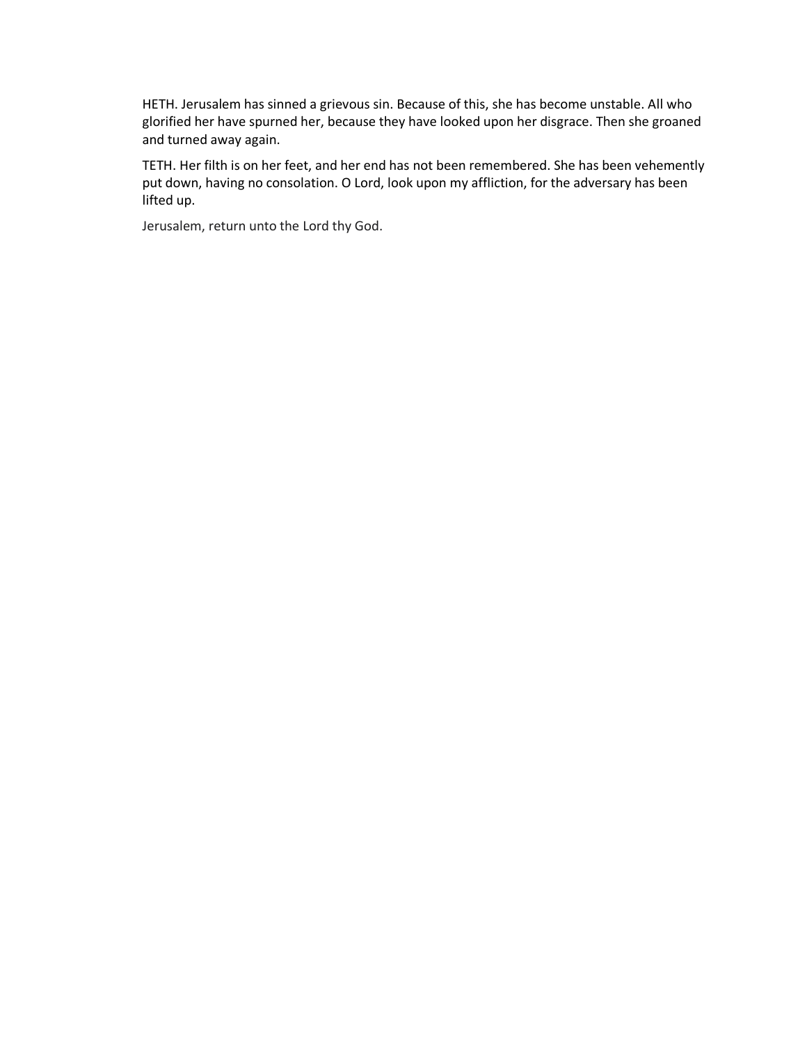HETH. Jerusalem has sinned a grievous sin. Because of this, she has become unstable. All who glorified her have spurned her, because they have looked upon her disgrace. Then she groaned and turned away again.

TETH. Her filth is on her feet, and her end has not been remembered. She has been vehemently put down, having no consolation. O Lord, look upon my affliction, for the adversary has been lifted up.

Jerusalem, return unto the Lord thy God.